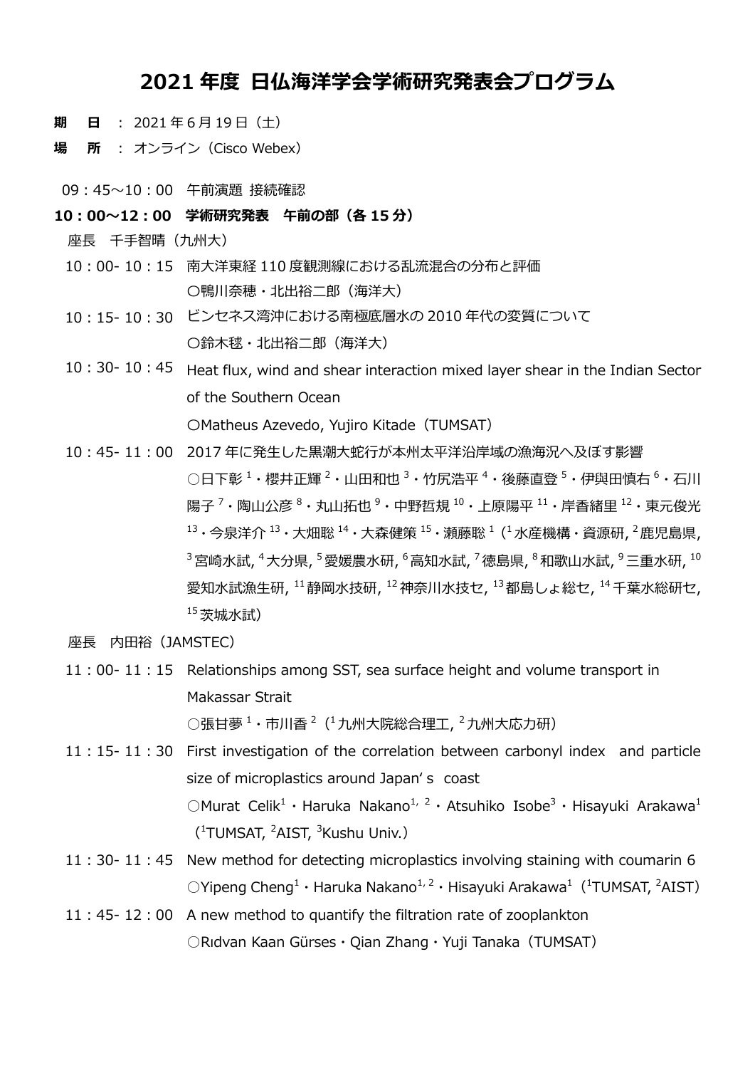# 2021 年度 日仏海洋学会学術研究発表会プログラム

**期　日**　：2021 年 6 月 19 日（土）

**場　所**　：オンライン（Cisco Webex）

09：45～10：00　午前演題 接続確認

**10：00～12：00　学術研究発表　午前の部（各 15 分）**

座長　千手智晴（九州大）

10：00- 10：15　南大洋東経 110 度観測線における乱流混合の分布と評価
〇鴨川奈穂・北出裕二郎（海洋大）

10：15- 10：30　ビンセネス湾沖における南極底層水の 2010 年代の変質について
〇鈴木毬・北出裕二郎（海洋大）

10：30- 10：45　Heat flux, wind and shear interaction mixed layer shear in the Indian Sector of the Southern Ocean
〇Matheus Azevedo, Yujiro Kitade（TUMSAT）

10：45- 11：00　2017 年に発生した黒潮大蛇行が本州太平洋沿岸域の漁海況へ及ぼす影響
〇日下彰[1]・櫻井正輝[2]・山田和也[3]・竹尻浩平[4]・後藤直登[5]・伊與田慎右[6]・石川陽子[7]・陶山公彦[8]・丸山拓也[9]・中野哲規[10]・上原陽平[11]・岸香緒里[12]・東元俊光[13]・今泉洋介[13]・大畑聡[14]・大森健策[15]・瀬藤聡[1]（[1]水産機構・資源研, [2]鹿児島県, [3]宮崎水試, [4]大分県, [5]愛媛農水研, [6]高知水試, [7]徳島県, [8]和歌山水試, [9]三重水研, [10]愛知水試漁生研, [11]静岡水技研, [12]神奈川水技セ, [13]都島しょ総セ, [14]千葉水総研セ, [15]茨城水試）

座長　内田裕（JAMSTEC）

11：00- 11：15　Relationships among SST, sea surface height and volume transport in Makassar Strait
〇張甘夢[1]・市川香[2]（[1]九州大院総合理工, [2]九州大応力研）

11：15- 11：30　First investigation of the correlation between carbonyl index and particle size of microplastics around Japan's coast
〇Murat Celik[1]・Haruka Nakano[1,2]・Atsuhiko Isobe[3]・Hisayuki Arakawa[1]（[1]TUMSAT, [2]AIST, [3]Kushu Univ.）

11：30- 11：45　New method for detecting microplastics involving staining with coumarin 6
〇Yipeng Cheng[1]・Haruka Nakano[1,2]・Hisayuki Arakawa[1]（[1]TUMSAT, [2]AIST）

11：45- 12：00　A new method to quantify the filtration rate of zooplankton
〇Rıdvan Kaan Gürses・Qian Zhang・Yuji Tanaka（TUMSAT）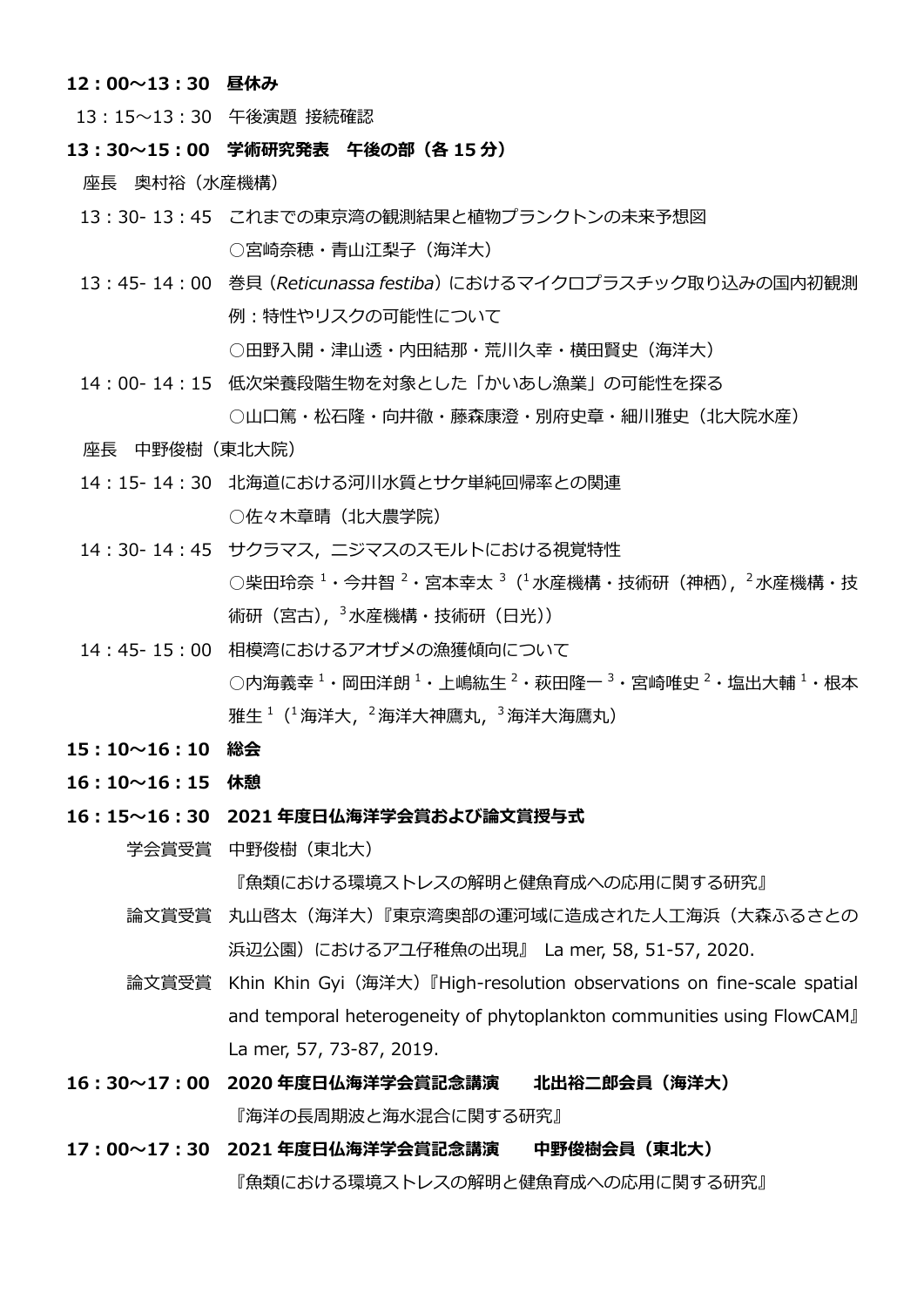**12：00～13：30　昼休み**

13：15～13：30　午後演題 接続確認

**13：30～15：00　学術研究発表　午後の部（各 15 分）**

座長　奥村裕（水産機構）

13：30- 13：45　これまでの東京湾の観測結果と植物プランクトンの未来予想図

○宮崎奈穂・青山江梨子（海洋大）

13：45- 14：00　巻貝（*Reticunassa festiba*）におけるマイクロプラスチック取り込みの国内初観測例：特性やリスクの可能性について

○田野入開・津山透・内田結那・荒川久幸・横田賢史（海洋大）

14：00- 14：15　低次栄養段階生物を対象とした「かいあし漁業」の可能性を探る

○山口篤・松石隆・向井徹・藤森康澄・別府史章・細川雅史（北大院水産）

座長　中野俊樹（東北大院）

14：15- 14：30　北海道における河川水質とサケ単純回帰率との関連

○佐々木章晴（北大農学院）

14：30- 14：45　サクラマス，ニジマスのスモルトにおける視覚特性

○柴田玲奈[1]・今井智[2]・宮本幸太[3]（[1]水産機構・技術研（神栖），[2]水産機構・技術研（宮古），[3]水産機構・技術研（日光））

14：45- 15：00　相模湾におけるアオザメの漁獲傾向について

○内海義幸[1]・岡田洋朗[1]・上嶋紘生[2]・萩田隆一[3]・宮崎唯史[2]・塩出大輔[1]・根本雅生[1]（[1]海洋大，[2]海洋大神鷹丸，[3]海洋大海鷹丸）

**15：10～16：10　総会**

**16：10～16：15　休憩**

**16：15～16：30　2021 年度日仏海洋学会賞および論文賞授与式**

学会賞受賞　中野俊樹（東北大）

『魚類における環境ストレスの解明と健魚育成への応用に関する研究』

論文賞受賞　丸山啓太（海洋大）『東京湾奥部の運河域に造成された人工海浜（大森ふるさとの浜辺公園）におけるアユ仔稚魚の出現』 La mer, 58, 51-57, 2020.

論文賞受賞　Khin Khin Gyi（海洋大）『High-resolution observations on fine-scale spatial and temporal heterogeneity of phytoplankton communities using FlowCAM』 La mer, 57, 73-87, 2019.

**16：30～17：00　2020 年度日仏海洋学会賞記念講演　　北出裕二郎会員（海洋大）**

『海洋の長周期波と海水混合に関する研究』

**17：00～17：30　2021 年度日仏海洋学会賞記念講演　　中野俊樹会員（東北大）**

『魚類における環境ストレスの解明と健魚育成への応用に関する研究』